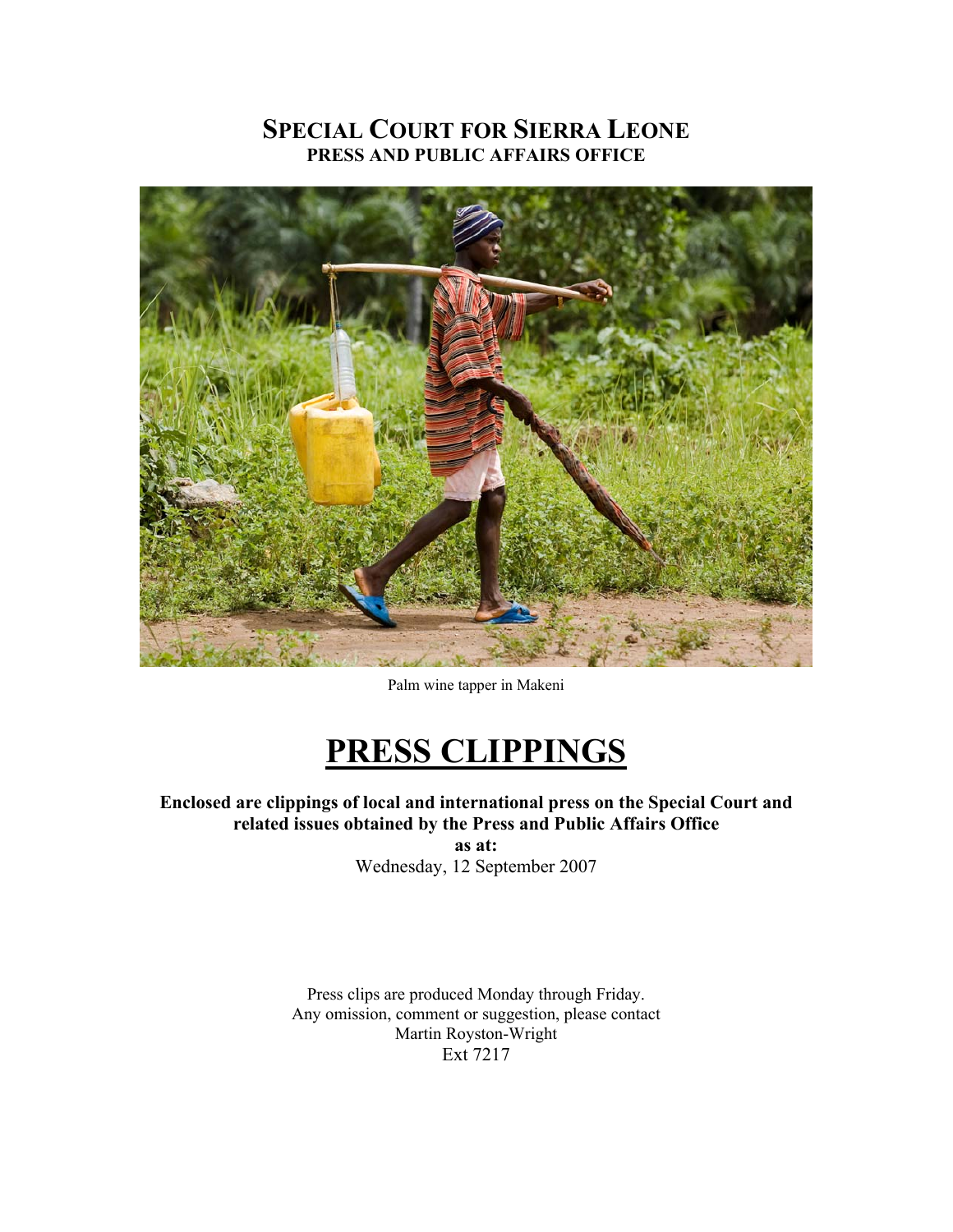# SPECIAL COURT FOR SIERRA LEONE
## PRESS AND PUBLIC AFFAIRS OFFICE

Palm wine tapper in Makeni

# PRESS CLIPPINGS

**Enclosed are clippings of local and international press on the Special Court and related issues obtained by the Press and Public Affairs Office**
**as at:**
Wednesday, 12 September 2007

Press clips are produced Monday through Friday.
Any omission, comment or suggestion, please contact
Martin Royston-Wright
Ext 7217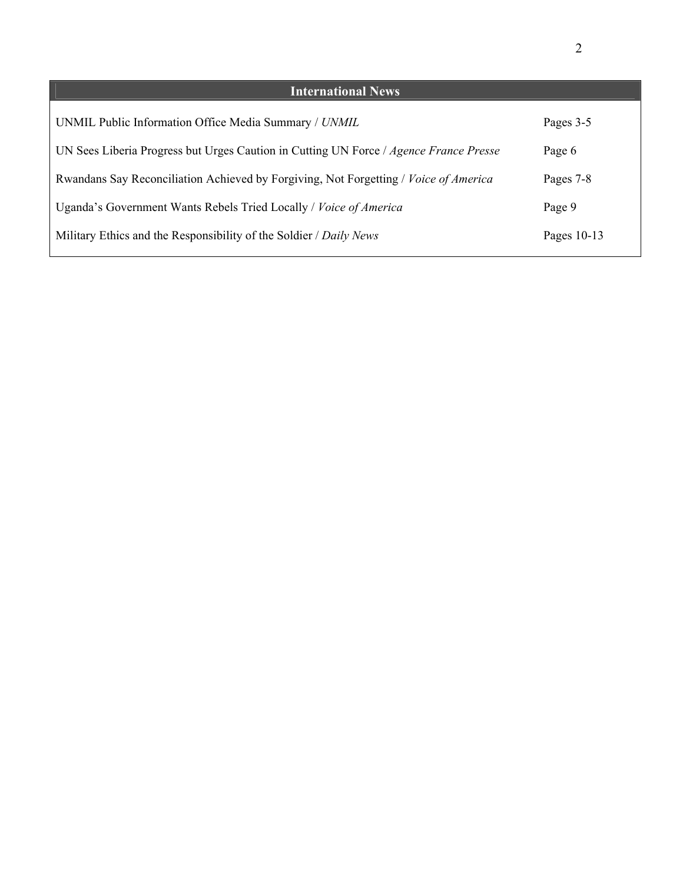## International News

| | |
|---|---|
| UNMIL Public Information Office Media Summary / *UNMIL* | Pages 3-5 |
| UN Sees Liberia Progress but Urges Caution in Cutting UN Force / *Agence France Presse* | Page 6 |
| Rwandans Say Reconciliation Achieved by Forgiving, Not Forgetting / *Voice of America* | Pages 7-8 |
| Uganda's Government Wants Rebels Tried Locally / *Voice of America* | Page 9 |
| Military Ethics and the Responsibility of the Soldier / *Daily News* | Pages 10-13 |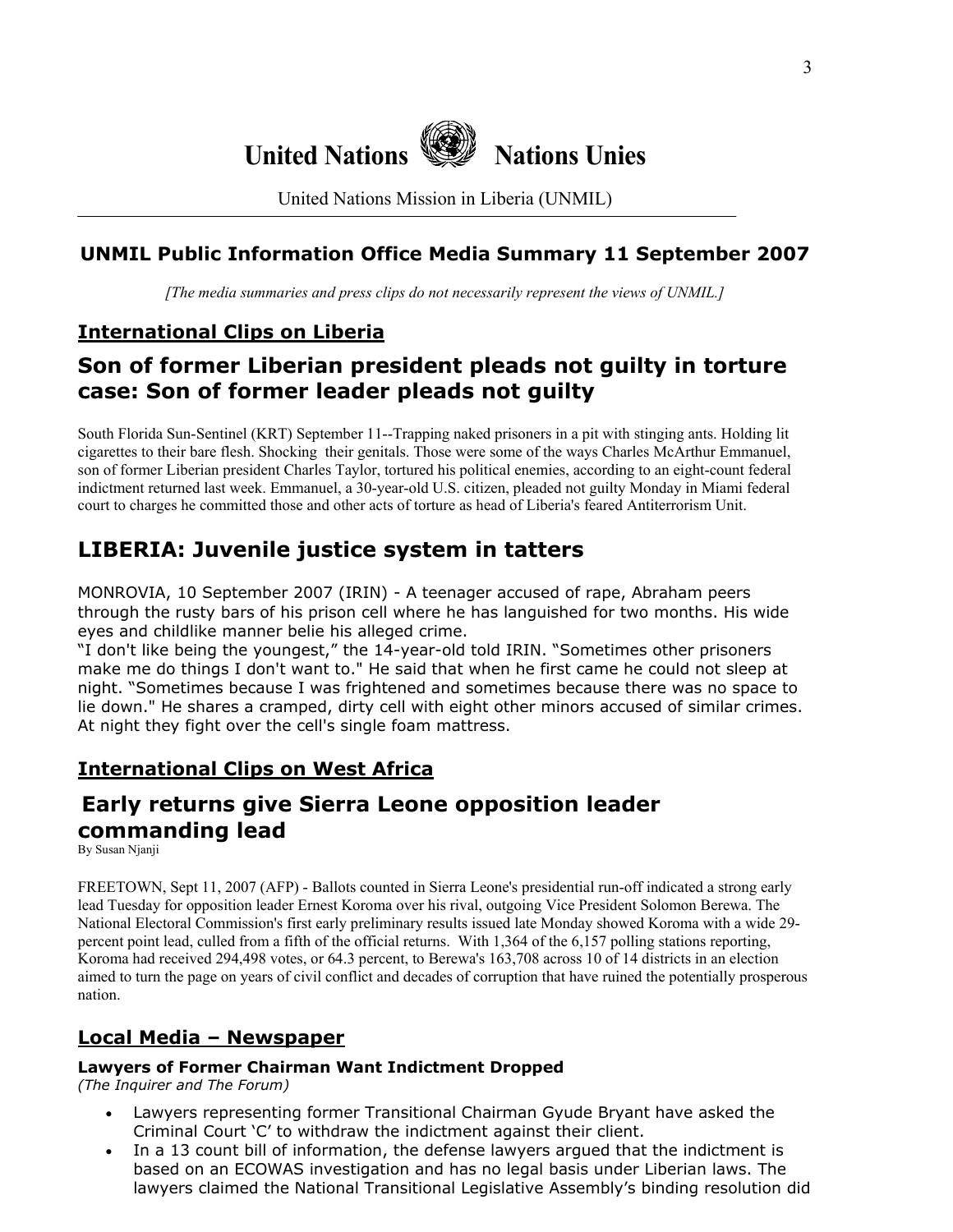# United Nations Nations Unies

United Nations Mission in Liberia (UNMIL)

## UNMIL Public Information Office Media Summary 11 September 2007

*[The media summaries and press clips do not necessarily represent the views of UNMIL.]*

### International Clips on Liberia

## Son of former Liberian president pleads not guilty in torture case: Son of former leader pleads not guilty

South Florida Sun-Sentinel (KRT) September 11--Trapping naked prisoners in a pit with stinging ants. Holding lit cigarettes to their bare flesh. Shocking their genitals. Those were some of the ways Charles McArthur Emmanuel, son of former Liberian president Charles Taylor, tortured his political enemies, according to an eight-count federal indictment returned last week. Emmanuel, a 30-year-old U.S. citizen, pleaded not guilty Monday in Miami federal court to charges he committed those and other acts of torture as head of Liberia's feared Antiterrorism Unit.

## LIBERIA: Juvenile justice system in tatters

MONROVIA, 10 September 2007 (IRIN) - A teenager accused of rape, Abraham peers through the rusty bars of his prison cell where he has languished for two months. His wide eyes and childlike manner belie his alleged crime.

"I don't like being the youngest," the 14-year-old told IRIN. "Sometimes other prisoners make me do things I don't want to." He said that when he first came he could not sleep at night. "Sometimes because I was frightened and sometimes because there was no space to lie down." He shares a cramped, dirty cell with eight other minors accused of similar crimes. At night they fight over the cell's single foam mattress.

### International Clips on West Africa

## Early returns give Sierra Leone opposition leader commanding lead

By Susan Njanji

FREETOWN, Sept 11, 2007 (AFP) - Ballots counted in Sierra Leone's presidential run-off indicated a strong early lead Tuesday for opposition leader Ernest Koroma over his rival, outgoing Vice President Solomon Berewa. The National Electoral Commission's first early preliminary results issued late Monday showed Koroma with a wide 29-percent point lead, culled from a fifth of the official returns. With 1,364 of the 6,157 polling stations reporting, Koroma had received 294,498 votes, or 64.3 percent, to Berewa's 163,708 across 10 of 14 districts in an election aimed to turn the page on years of civil conflict and decades of corruption that have ruined the potentially prosperous nation.

### Local Media – Newspaper

**Lawyers of Former Chairman Want Indictment Dropped**
*(The Inquirer and The Forum)*

- Lawyers representing former Transitional Chairman Gyude Bryant have asked the Criminal Court 'C' to withdraw the indictment against their client.
- In a 13 count bill of information, the defense lawyers argued that the indictment is based on an ECOWAS investigation and has no legal basis under Liberian laws. The lawyers claimed the National Transitional Legislative Assembly's binding resolution did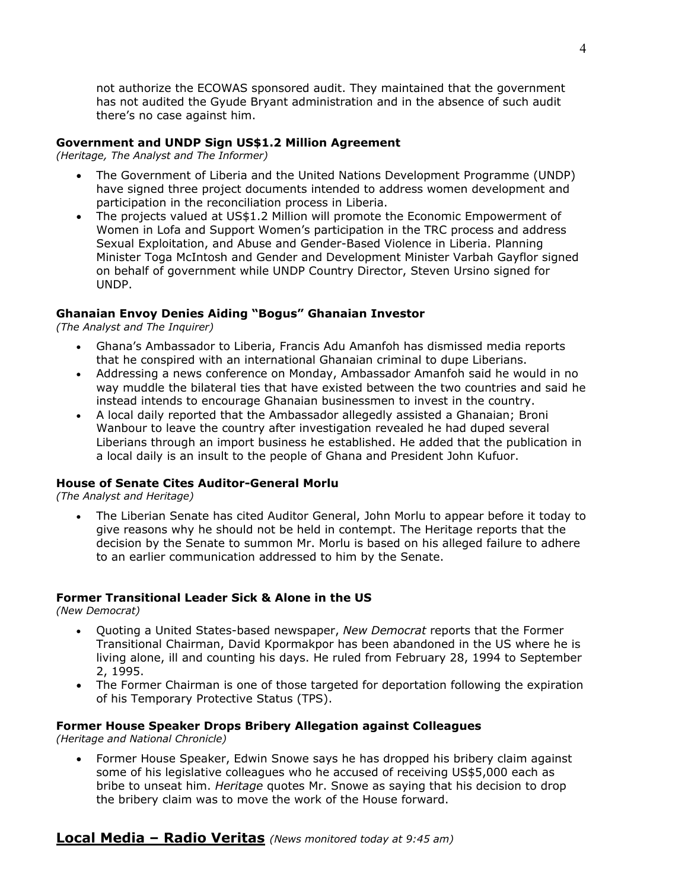not authorize the ECOWAS sponsored audit. They maintained that the government has not audited the Gyude Bryant administration and in the absence of such audit there's no case against him.

**Government and UNDP Sign US$1.2 Million Agreement**
*(Heritage, The Analyst and The Informer)*

- The Government of Liberia and the United Nations Development Programme (UNDP) have signed three project documents intended to address women development and participation in the reconciliation process in Liberia.
- The projects valued at US$1.2 Million will promote the Economic Empowerment of Women in Lofa and Support Women's participation in the TRC process and address Sexual Exploitation, and Abuse and Gender-Based Violence in Liberia. Planning Minister Toga McIntosh and Gender and Development Minister Varbah Gayflor signed on behalf of government while UNDP Country Director, Steven Ursino signed for UNDP.

**Ghanaian Envoy Denies Aiding "Bogus" Ghanaian Investor**
*(The Analyst and The Inquirer)*

- Ghana's Ambassador to Liberia, Francis Adu Amanfoh has dismissed media reports that he conspired with an international Ghanaian criminal to dupe Liberians.
- Addressing a news conference on Monday, Ambassador Amanfoh said he would in no way muddle the bilateral ties that have existed between the two countries and said he instead intends to encourage Ghanaian businessmen to invest in the country.
- A local daily reported that the Ambassador allegedly assisted a Ghanaian; Broni Wanbour to leave the country after investigation revealed he had duped several Liberians through an import business he established. He added that the publication in a local daily is an insult to the people of Ghana and President John Kufuor.

**House of Senate Cites Auditor-General Morlu**
*(The Analyst and Heritage)*

- The Liberian Senate has cited Auditor General, John Morlu to appear before it today to give reasons why he should not be held in contempt. The Heritage reports that the decision by the Senate to summon Mr. Morlu is based on his alleged failure to adhere to an earlier communication addressed to him by the Senate.

**Former Transitional Leader Sick & Alone in the US**
*(New Democrat)*

- Quoting a United States-based newspaper, *New Democrat* reports that the Former Transitional Chairman, David Kpormakpor has been abandoned in the US where he is living alone, ill and counting his days. He ruled from February 28, 1994 to September 2, 1995.
- The Former Chairman is one of those targeted for deportation following the expiration of his Temporary Protective Status (TPS).

**Former House Speaker Drops Bribery Allegation against Colleagues**
*(Heritage and National Chronicle)*

- Former House Speaker, Edwin Snowe says he has dropped his bribery claim against some of his legislative colleagues who he accused of receiving US$5,000 each as bribe to unseat him. *Heritage* quotes Mr. Snowe as saying that his decision to drop the bribery claim was to move the work of the House forward.

## Local Media – Radio Veritas *(News monitored today at 9:45 am)*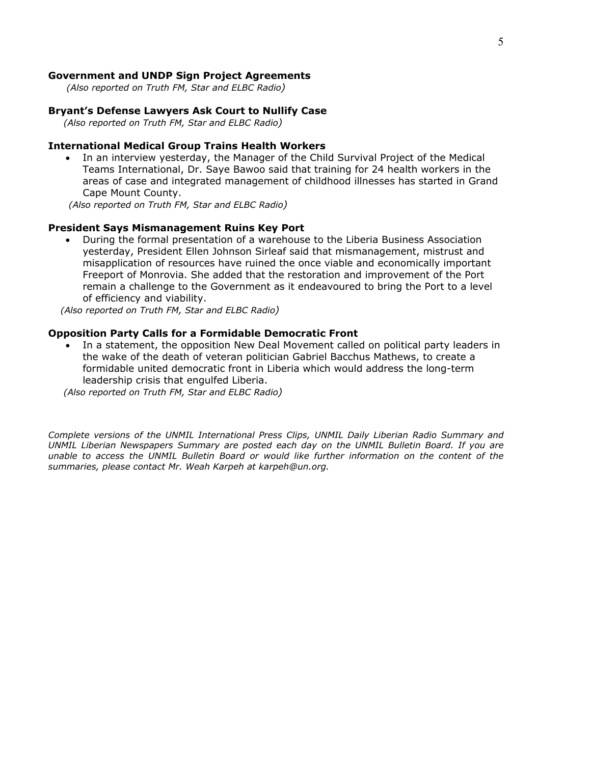**Government and UNDP Sign Project Agreements**

*(Also reported on Truth FM, Star and ELBC Radio)*

**Bryant's Defense Lawyers Ask Court to Nullify Case**

*(Also reported on Truth FM, Star and ELBC Radio)*

**International Medical Group Trains Health Workers**

- In an interview yesterday, the Manager of the Child Survival Project of the Medical Teams International, Dr. Saye Bawoo said that training for 24 health workers in the areas of case and integrated management of childhood illnesses has started in Grand Cape Mount County.

*(Also reported on Truth FM, Star and ELBC Radio)*

**President Says Mismanagement Ruins Key Port**

- During the formal presentation of a warehouse to the Liberia Business Association yesterday, President Ellen Johnson Sirleaf said that mismanagement, mistrust and misapplication of resources have ruined the once viable and economically important Freeport of Monrovia. She added that the restoration and improvement of the Port remain a challenge to the Government as it endeavoured to bring the Port to a level of efficiency and viability.

*(Also reported on Truth FM, Star and ELBC Radio)*

**Opposition Party Calls for a Formidable Democratic Front**

- In a statement, the opposition New Deal Movement called on political party leaders in the wake of the death of veteran politician Gabriel Bacchus Mathews, to create a formidable united democratic front in Liberia which would address the long-term leadership crisis that engulfed Liberia.

*(Also reported on Truth FM, Star and ELBC Radio)*

*Complete versions of the UNMIL International Press Clips, UNMIL Daily Liberian Radio Summary and UNMIL Liberian Newspapers Summary are posted each day on the UNMIL Bulletin Board. If you are unable to access the UNMIL Bulletin Board or would like further information on the content of the summaries, please contact Mr. Weah Karpeh at karpeh@un.org.*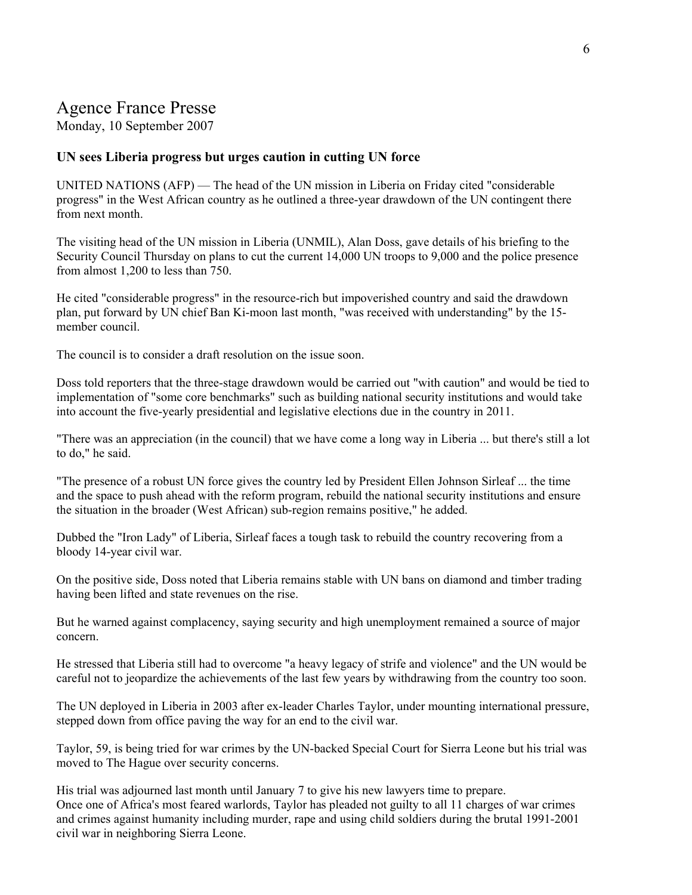# Agence France Presse

Monday, 10 September 2007

### UN sees Liberia progress but urges caution in cutting UN force

UNITED NATIONS (AFP) — The head of the UN mission in Liberia on Friday cited "considerable progress" in the West African country as he outlined a three-year drawdown of the UN contingent there from next month.

The visiting head of the UN mission in Liberia (UNMIL), Alan Doss, gave details of his briefing to the Security Council Thursday on plans to cut the current 14,000 UN troops to 9,000 and the police presence from almost 1,200 to less than 750.

He cited "considerable progress" in the resource-rich but impoverished country and said the drawdown plan, put forward by UN chief Ban Ki-moon last month, "was received with understanding" by the 15-member council.

The council is to consider a draft resolution on the issue soon.

Doss told reporters that the three-stage drawdown would be carried out "with caution" and would be tied to implementation of "some core benchmarks" such as building national security institutions and would take into account the five-yearly presidential and legislative elections due in the country in 2011.

"There was an appreciation (in the council) that we have come a long way in Liberia ... but there's still a lot to do," he said.

"The presence of a robust UN force gives the country led by President Ellen Johnson Sirleaf ... the time and the space to push ahead with the reform program, rebuild the national security institutions and ensure the situation in the broader (West African) sub-region remains positive," he added.

Dubbed the "Iron Lady" of Liberia, Sirleaf faces a tough task to rebuild the country recovering from a bloody 14-year civil war.

On the positive side, Doss noted that Liberia remains stable with UN bans on diamond and timber trading having been lifted and state revenues on the rise.

But he warned against complacency, saying security and high unemployment remained a source of major concern.

He stressed that Liberia still had to overcome "a heavy legacy of strife and violence" and the UN would be careful not to jeopardize the achievements of the last few years by withdrawing from the country too soon.

The UN deployed in Liberia in 2003 after ex-leader Charles Taylor, under mounting international pressure, stepped down from office paving the way for an end to the civil war.

Taylor, 59, is being tried for war crimes by the UN-backed Special Court for Sierra Leone but his trial was moved to The Hague over security concerns.

His trial was adjourned last month until January 7 to give his new lawyers time to prepare.
Once one of Africa's most feared warlords, Taylor has pleaded not guilty to all 11 charges of war crimes and crimes against humanity including murder, rape and using child soldiers during the brutal 1991-2001 civil war in neighboring Sierra Leone.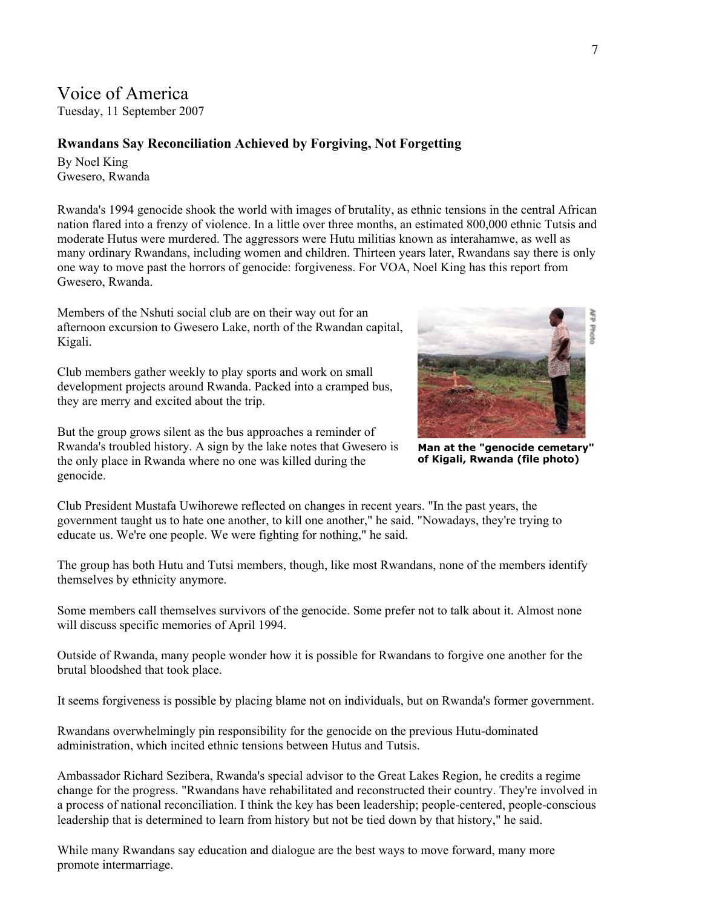# Voice of America

Tuesday, 11 September 2007

### Rwandans Say Reconciliation Achieved by Forgiving, Not Forgetting

By Noel King
Gwesero, Rwanda

Rwanda's 1994 genocide shook the world with images of brutality, as ethnic tensions in the central African nation flared into a frenzy of violence. In a little over three months, an estimated 800,000 ethnic Tutsis and moderate Hutus were murdered. The aggressors were Hutu militias known as interahamwe, as well as many ordinary Rwandans, including women and children. Thirteen years later, Rwandans say there is only one way to move past the horrors of genocide: forgiveness. For VOA, Noel King has this report from Gwesero, Rwanda.

Members of the Nshuti social club are on their way out for an afternoon excursion to Gwesero Lake, north of the Rwandan capital, Kigali.

Club members gather weekly to play sports and work on small development projects around Rwanda. Packed into a cramped bus, they are merry and excited about the trip.

But the group grows silent as the bus approaches a reminder of Rwanda's troubled history. A sign by the lake notes that Gwesero is the only place in Rwanda where no one was killed during the genocide.

**Man at the "genocide cemetary" of Kigali, Rwanda (file photo)**

Club President Mustafa Uwihorewe reflected on changes in recent years. "In the past years, the government taught us to hate one another, to kill one another," he said. "Nowadays, they're trying to educate us. We're one people. We were fighting for nothing," he said.

The group has both Hutu and Tutsi members, though, like most Rwandans, none of the members identify themselves by ethnicity anymore.

Some members call themselves survivors of the genocide. Some prefer not to talk about it. Almost none will discuss specific memories of April 1994.

Outside of Rwanda, many people wonder how it is possible for Rwandans to forgive one another for the brutal bloodshed that took place.

It seems forgiveness is possible by placing blame not on individuals, but on Rwanda's former government.

Rwandans overwhelmingly pin responsibility for the genocide on the previous Hutu-dominated administration, which incited ethnic tensions between Hutus and Tutsis.

Ambassador Richard Sezibera, Rwanda's special advisor to the Great Lakes Region, he credits a regime change for the progress. "Rwandans have rehabilitated and reconstructed their country. They're involved in a process of national reconciliation. I think the key has been leadership; people-centered, people-conscious leadership that is determined to learn from history but not be tied down by that history," he said.

While many Rwandans say education and dialogue are the best ways to move forward, many more promote intermarriage.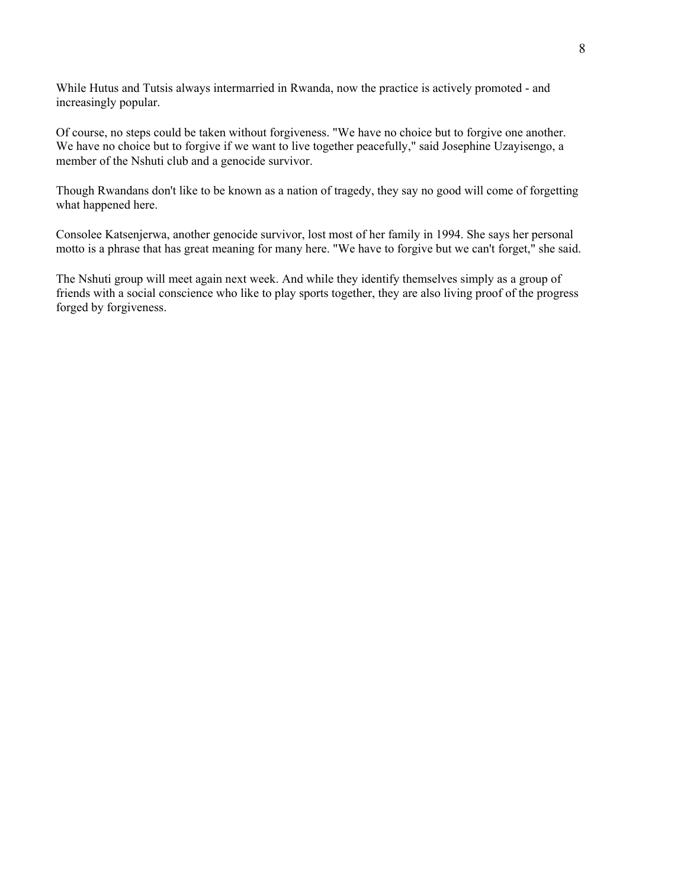While Hutus and Tutsis always intermarried in Rwanda, now the practice is actively promoted - and increasingly popular.

Of course, no steps could be taken without forgiveness. "We have no choice but to forgive one another. We have no choice but to forgive if we want to live together peacefully," said Josephine Uzayisengo, a member of the Nshuti club and a genocide survivor.

Though Rwandans don't like to be known as a nation of tragedy, they say no good will come of forgetting what happened here.

Consolee Katsenjerwa, another genocide survivor, lost most of her family in 1994. She says her personal motto is a phrase that has great meaning for many here. "We have to forgive but we can't forget," she said.

The Nshuti group will meet again next week. And while they identify themselves simply as a group of friends with a social conscience who like to play sports together, they are also living proof of the progress forged by forgiveness.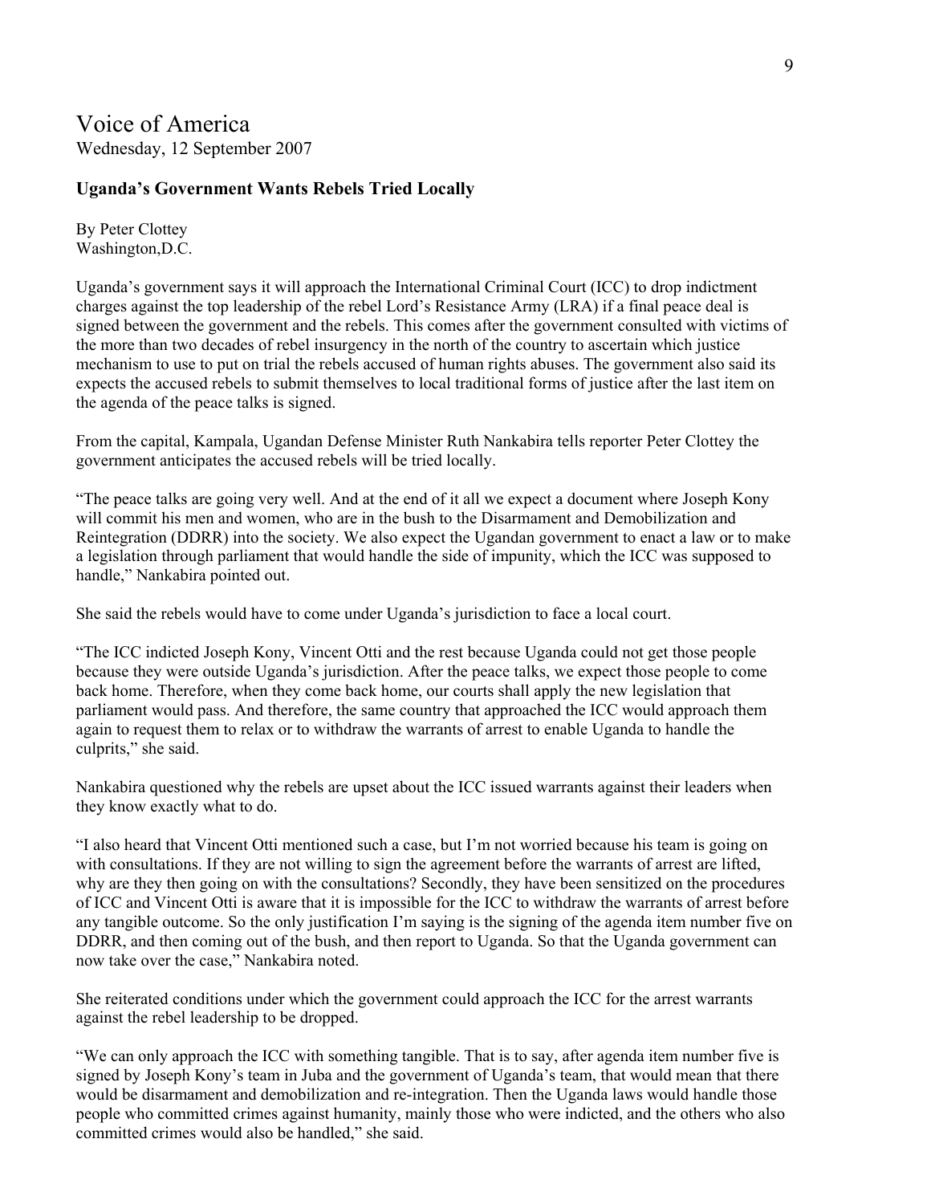## Voice of America

Wednesday, 12 September 2007

### Uganda's Government Wants Rebels Tried Locally

By Peter Clottey
Washington,D.C.

Uganda's government says it will approach the International Criminal Court (ICC) to drop indictment charges against the top leadership of the rebel Lord's Resistance Army (LRA) if a final peace deal is signed between the government and the rebels. This comes after the government consulted with victims of the more than two decades of rebel insurgency in the north of the country to ascertain which justice mechanism to use to put on trial the rebels accused of human rights abuses. The government also said its expects the accused rebels to submit themselves to local traditional forms of justice after the last item on the agenda of the peace talks is signed.

From the capital, Kampala, Ugandan Defense Minister Ruth Nankabira tells reporter Peter Clottey the government anticipates the accused rebels will be tried locally.

"The peace talks are going very well. And at the end of it all we expect a document where Joseph Kony will commit his men and women, who are in the bush to the Disarmament and Demobilization and Reintegration (DDRR) into the society. We also expect the Ugandan government to enact a law or to make a legislation through parliament that would handle the side of impunity, which the ICC was supposed to handle," Nankabira pointed out.

She said the rebels would have to come under Uganda's jurisdiction to face a local court.

"The ICC indicted Joseph Kony, Vincent Otti and the rest because Uganda could not get those people because they were outside Uganda's jurisdiction. After the peace talks, we expect those people to come back home. Therefore, when they come back home, our courts shall apply the new legislation that parliament would pass. And therefore, the same country that approached the ICC would approach them again to request them to relax or to withdraw the warrants of arrest to enable Uganda to handle the culprits," she said.

Nankabira questioned why the rebels are upset about the ICC issued warrants against their leaders when they know exactly what to do.

"I also heard that Vincent Otti mentioned such a case, but I'm not worried because his team is going on with consultations. If they are not willing to sign the agreement before the warrants of arrest are lifted, why are they then going on with the consultations? Secondly, they have been sensitized on the procedures of ICC and Vincent Otti is aware that it is impossible for the ICC to withdraw the warrants of arrest before any tangible outcome. So the only justification I'm saying is the signing of the agenda item number five on DDRR, and then coming out of the bush, and then report to Uganda. So that the Uganda government can now take over the case," Nankabira noted.

She reiterated conditions under which the government could approach the ICC for the arrest warrants against the rebel leadership to be dropped.

"We can only approach the ICC with something tangible. That is to say, after agenda item number five is signed by Joseph Kony's team in Juba and the government of Uganda's team, that would mean that there would be disarmament and demobilization and re-integration. Then the Uganda laws would handle those people who committed crimes against humanity, mainly those who were indicted, and the others who also committed crimes would also be handled," she said.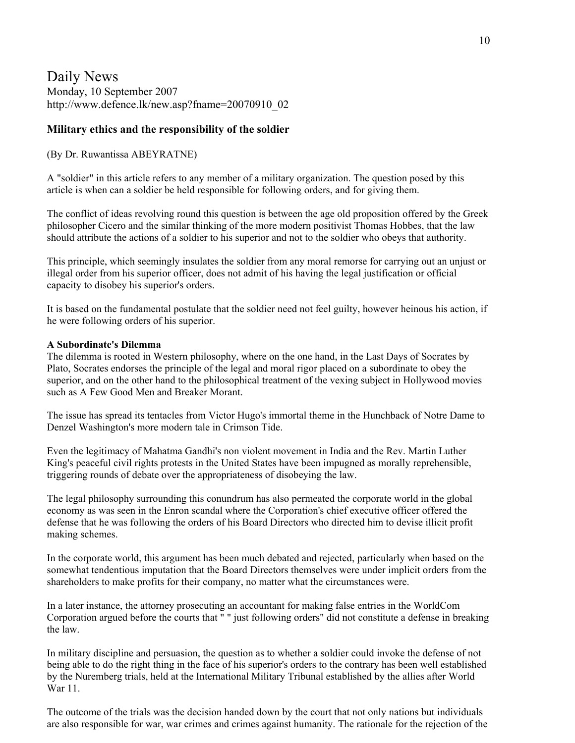# Daily News

Monday, 10 September 2007
http://www.defence.lk/new.asp?fname=20070910_02

## Military ethics and the responsibility of the soldier

(By Dr. Ruwantissa ABEYRATNE)

A "soldier" in this article refers to any member of a military organization. The question posed by this article is when can a soldier be held responsible for following orders, and for giving them.

The conflict of ideas revolving round this question is between the age old proposition offered by the Greek philosopher Cicero and the similar thinking of the more modern positivist Thomas Hobbes, that the law should attribute the actions of a soldier to his superior and not to the soldier who obeys that authority.

This principle, which seemingly insulates the soldier from any moral remorse for carrying out an unjust or illegal order from his superior officer, does not admit of his having the legal justification or official capacity to disobey his superior's orders.

It is based on the fundamental postulate that the soldier need not feel guilty, however heinous his action, if he were following orders of his superior.

**A Subordinate's Dilemma**

The dilemma is rooted in Western philosophy, where on the one hand, in the Last Days of Socrates by Plato, Socrates endorses the principle of the legal and moral rigor placed on a subordinate to obey the superior, and on the other hand to the philosophical treatment of the vexing subject in Hollywood movies such as A Few Good Men and Breaker Morant.

The issue has spread its tentacles from Victor Hugo's immortal theme in the Hunchback of Notre Dame to Denzel Washington's more modern tale in Crimson Tide.

Even the legitimacy of Mahatma Gandhi's non violent movement in India and the Rev. Martin Luther King's peaceful civil rights protests in the United States have been impugned as morally reprehensible, triggering rounds of debate over the appropriateness of disobeying the law.

The legal philosophy surrounding this conundrum has also permeated the corporate world in the global economy as was seen in the Enron scandal where the Corporation's chief executive officer offered the defense that he was following the orders of his Board Directors who directed him to devise illicit profit making schemes.

In the corporate world, this argument has been much debated and rejected, particularly when based on the somewhat tendentious imputation that the Board Directors themselves were under implicit orders from the shareholders to make profits for their company, no matter what the circumstances were.

In a later instance, the attorney prosecuting an accountant for making false entries in the WorldCom Corporation argued before the courts that " " just following orders" did not constitute a defense in breaking the law.

In military discipline and persuasion, the question as to whether a soldier could invoke the defense of not being able to do the right thing in the face of his superior's orders to the contrary has been well established by the Nuremberg trials, held at the International Military Tribunal established by the allies after World War 11.

The outcome of the trials was the decision handed down by the court that not only nations but individuals are also responsible for war, war crimes and crimes against humanity. The rationale for the rejection of the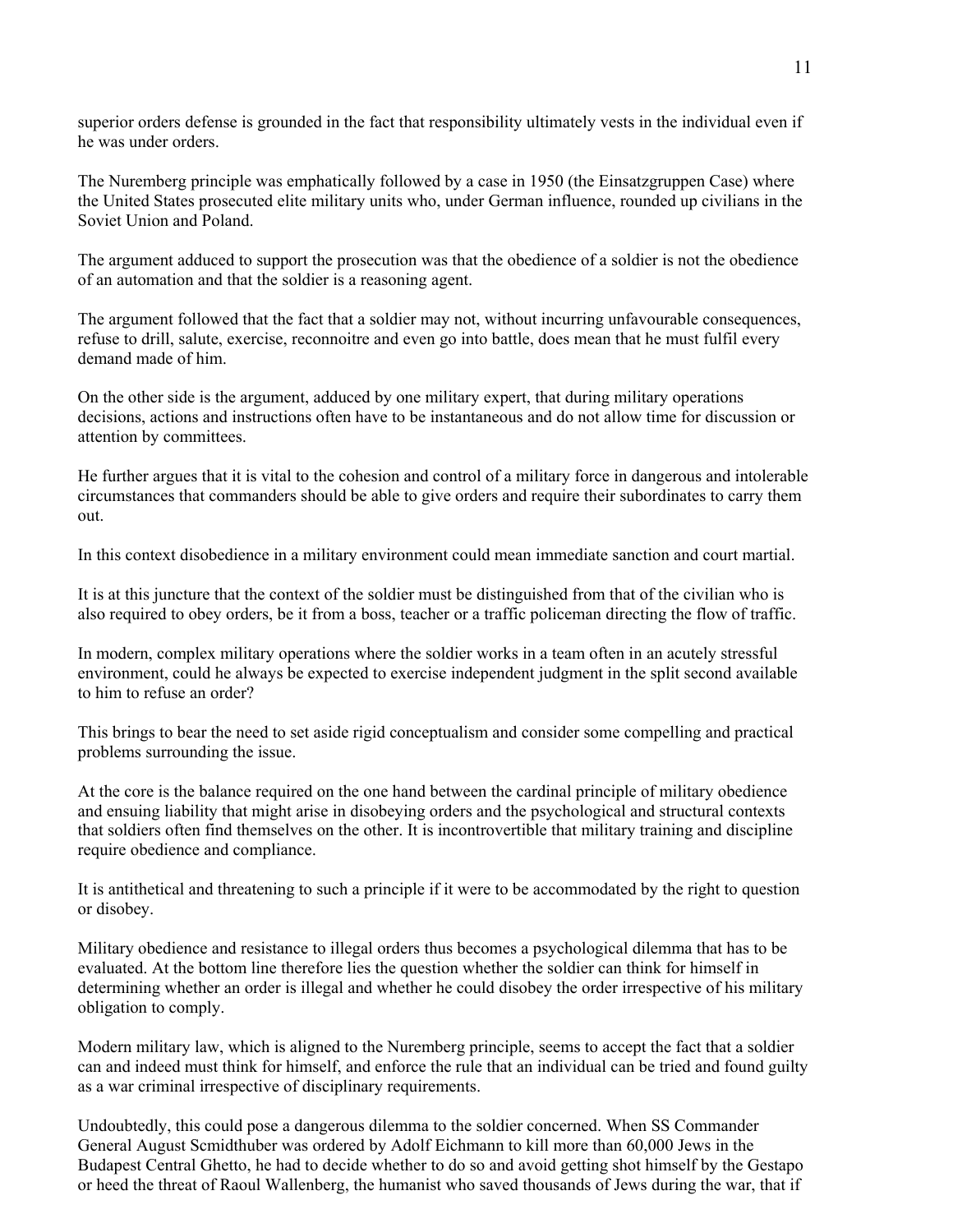superior orders defense is grounded in the fact that responsibility ultimately vests in the individual even if he was under orders.

The Nuremberg principle was emphatically followed by a case in 1950 (the Einsatzgruppen Case) where the United States prosecuted elite military units who, under German influence, rounded up civilians in the Soviet Union and Poland.

The argument adduced to support the prosecution was that the obedience of a soldier is not the obedience of an automation and that the soldier is a reasoning agent.

The argument followed that the fact that a soldier may not, without incurring unfavourable consequences, refuse to drill, salute, exercise, reconnoitre and even go into battle, does mean that he must fulfil every demand made of him.

On the other side is the argument, adduced by one military expert, that during military operations decisions, actions and instructions often have to be instantaneous and do not allow time for discussion or attention by committees.

He further argues that it is vital to the cohesion and control of a military force in dangerous and intolerable circumstances that commanders should be able to give orders and require their subordinates to carry them out.

In this context disobedience in a military environment could mean immediate sanction and court martial.

It is at this juncture that the context of the soldier must be distinguished from that of the civilian who is also required to obey orders, be it from a boss, teacher or a traffic policeman directing the flow of traffic.

In modern, complex military operations where the soldier works in a team often in an acutely stressful environment, could he always be expected to exercise independent judgment in the split second available to him to refuse an order?

This brings to bear the need to set aside rigid conceptualism and consider some compelling and practical problems surrounding the issue.

At the core is the balance required on the one hand between the cardinal principle of military obedience and ensuing liability that might arise in disobeying orders and the psychological and structural contexts that soldiers often find themselves on the other. It is incontrovertible that military training and discipline require obedience and compliance.

It is antithetical and threatening to such a principle if it were to be accommodated by the right to question or disobey.

Military obedience and resistance to illegal orders thus becomes a psychological dilemma that has to be evaluated. At the bottom line therefore lies the question whether the soldier can think for himself in determining whether an order is illegal and whether he could disobey the order irrespective of his military obligation to comply.

Modern military law, which is aligned to the Nuremberg principle, seems to accept the fact that a soldier can and indeed must think for himself, and enforce the rule that an individual can be tried and found guilty as a war criminal irrespective of disciplinary requirements.

Undoubtedly, this could pose a dangerous dilemma to the soldier concerned. When SS Commander General August Scmidthuber was ordered by Adolf Eichmann to kill more than 60,000 Jews in the Budapest Central Ghetto, he had to decide whether to do so and avoid getting shot himself by the Gestapo or heed the threat of Raoul Wallenberg, the humanist who saved thousands of Jews during the war, that if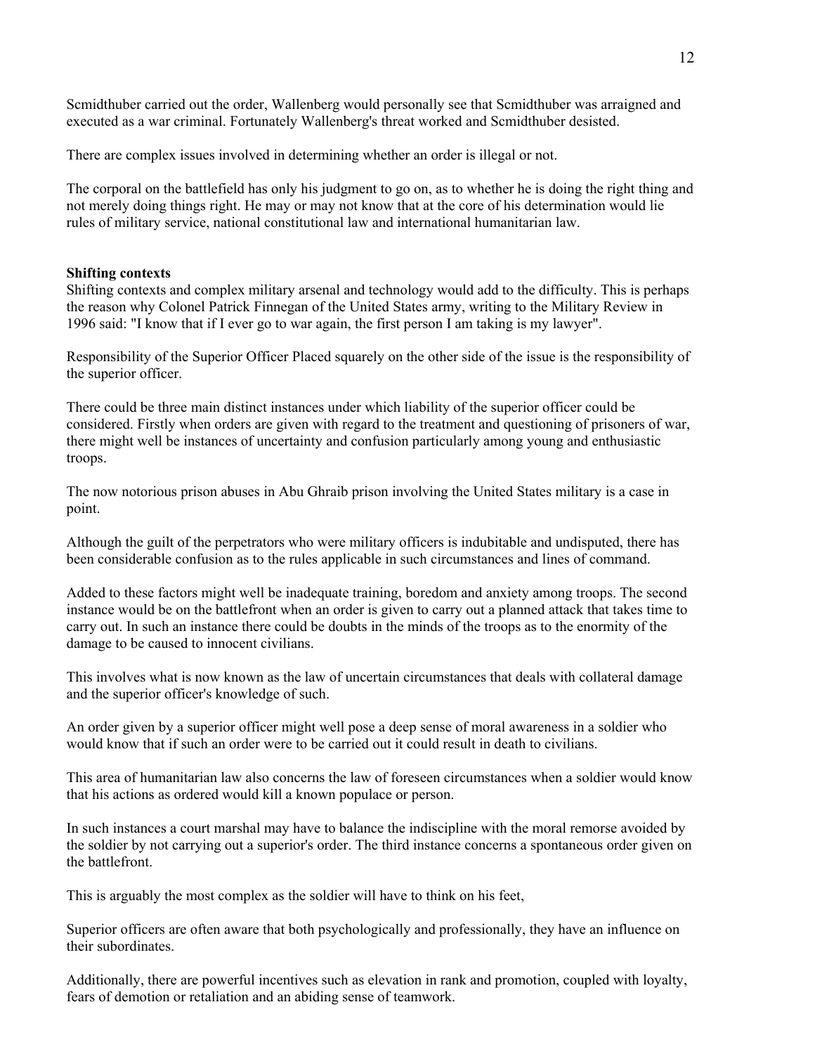Scmidthuber carried out the order, Wallenberg would personally see that Scmidthuber was arraigned and executed as a war criminal. Fortunately Wallenberg's threat worked and Scmidthuber desisted.

There are complex issues involved in determining whether an order is illegal or not.

The corporal on the battlefield has only his judgment to go on, as to whether he is doing the right thing and not merely doing things right. He may or may not know that at the core of his determination would lie rules of military service, national constitutional law and international humanitarian law.

**Shifting contexts**

Shifting contexts and complex military arsenal and technology would add to the difficulty. This is perhaps the reason why Colonel Patrick Finnegan of the United States army, writing to the Military Review in 1996 said: "I know that if I ever go to war again, the first person I am taking is my lawyer".

Responsibility of the Superior Officer Placed squarely on the other side of the issue is the responsibility of the superior officer.

There could be three main distinct instances under which liability of the superior officer could be considered. Firstly when orders are given with regard to the treatment and questioning of prisoners of war, there might well be instances of uncertainty and confusion particularly among young and enthusiastic troops.

The now notorious prison abuses in Abu Ghraib prison involving the United States military is a case in point.

Although the guilt of the perpetrators who were military officers is indubitable and undisputed, there has been considerable confusion as to the rules applicable in such circumstances and lines of command.

Added to these factors might well be inadequate training, boredom and anxiety among troops. The second instance would be on the battlefront when an order is given to carry out a planned attack that takes time to carry out. In such an instance there could be doubts in the minds of the troops as to the enormity of the damage to be caused to innocent civilians.

This involves what is now known as the law of uncertain circumstances that deals with collateral damage and the superior officer's knowledge of such.

An order given by a superior officer might well pose a deep sense of moral awareness in a soldier who would know that if such an order were to be carried out it could result in death to civilians.

This area of humanitarian law also concerns the law of foreseen circumstances when a soldier would know that his actions as ordered would kill a known populace or person.

In such instances a court marshal may have to balance the indiscipline with the moral remorse avoided by the soldier by not carrying out a superior's order. The third instance concerns a spontaneous order given on the battlefront.

This is arguably the most complex as the soldier will have to think on his feet,

Superior officers are often aware that both psychologically and professionally, they have an influence on their subordinates.

Additionally, there are powerful incentives such as elevation in rank and promotion, coupled with loyalty, fears of demotion or retaliation and an abiding sense of teamwork.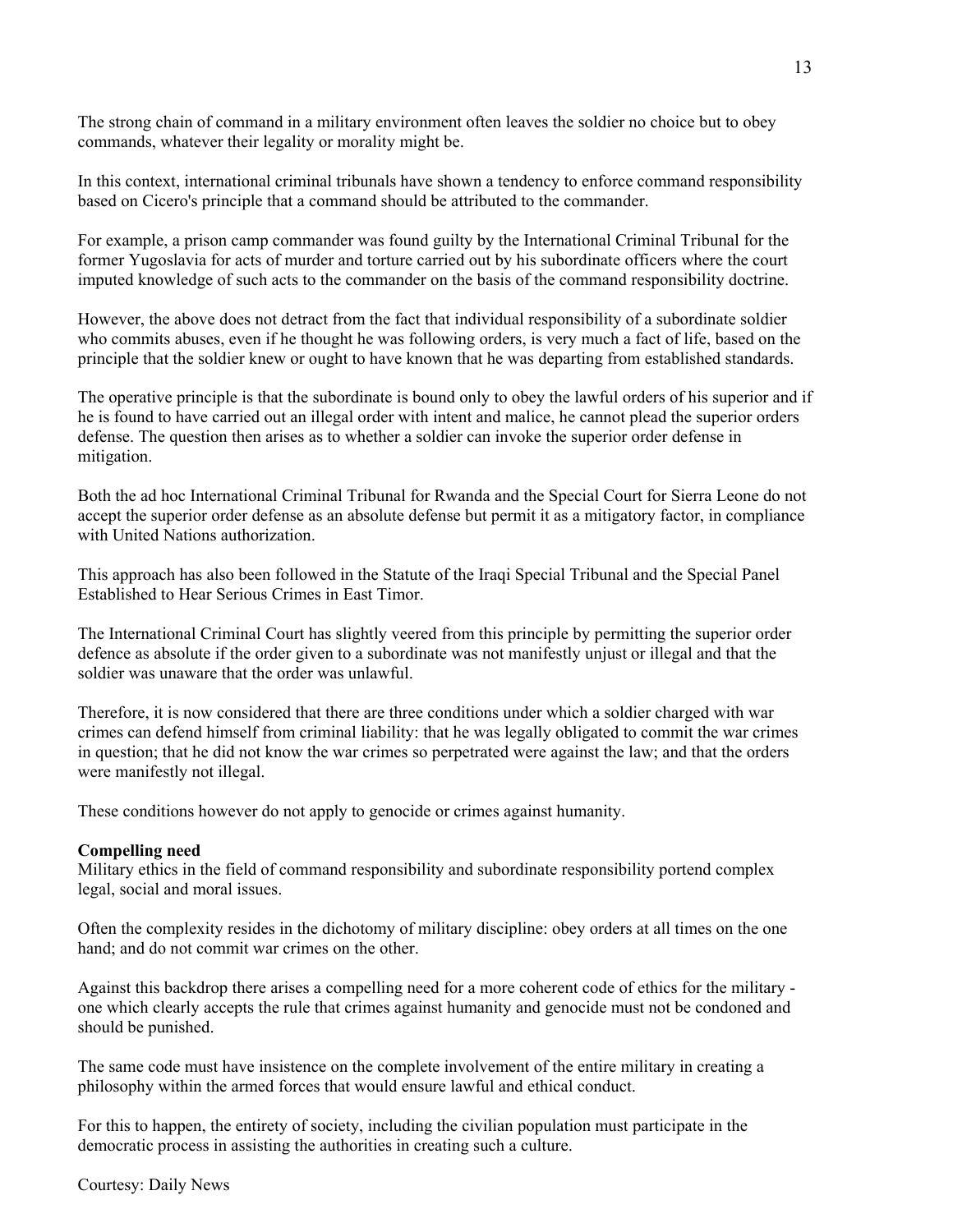The strong chain of command in a military environment often leaves the soldier no choice but to obey commands, whatever their legality or morality might be.

In this context, international criminal tribunals have shown a tendency to enforce command responsibility based on Cicero's principle that a command should be attributed to the commander.

For example, a prison camp commander was found guilty by the International Criminal Tribunal for the former Yugoslavia for acts of murder and torture carried out by his subordinate officers where the court imputed knowledge of such acts to the commander on the basis of the command responsibility doctrine.

However, the above does not detract from the fact that individual responsibility of a subordinate soldier who commits abuses, even if he thought he was following orders, is very much a fact of life, based on the principle that the soldier knew or ought to have known that he was departing from established standards.

The operative principle is that the subordinate is bound only to obey the lawful orders of his superior and if he is found to have carried out an illegal order with intent and malice, he cannot plead the superior orders defense. The question then arises as to whether a soldier can invoke the superior order defense in mitigation.

Both the ad hoc International Criminal Tribunal for Rwanda and the Special Court for Sierra Leone do not accept the superior order defense as an absolute defense but permit it as a mitigatory factor, in compliance with United Nations authorization.

This approach has also been followed in the Statute of the Iraqi Special Tribunal and the Special Panel Established to Hear Serious Crimes in East Timor.

The International Criminal Court has slightly veered from this principle by permitting the superior order defence as absolute if the order given to a subordinate was not manifestly unjust or illegal and that the soldier was unaware that the order was unlawful.

Therefore, it is now considered that there are three conditions under which a soldier charged with war crimes can defend himself from criminal liability: that he was legally obligated to commit the war crimes in question; that he did not know the war crimes so perpetrated were against the law; and that the orders were manifestly not illegal.

These conditions however do not apply to genocide or crimes against humanity.

**Compelling need**

Military ethics in the field of command responsibility and subordinate responsibility portend complex legal, social and moral issues.

Often the complexity resides in the dichotomy of military discipline: obey orders at all times on the one hand; and do not commit war crimes on the other.

Against this backdrop there arises a compelling need for a more coherent code of ethics for the military - one which clearly accepts the rule that crimes against humanity and genocide must not be condoned and should be punished.

The same code must have insistence on the complete involvement of the entire military in creating a philosophy within the armed forces that would ensure lawful and ethical conduct.

For this to happen, the entirety of society, including the civilian population must participate in the democratic process in assisting the authorities in creating such a culture.

Courtesy: Daily News